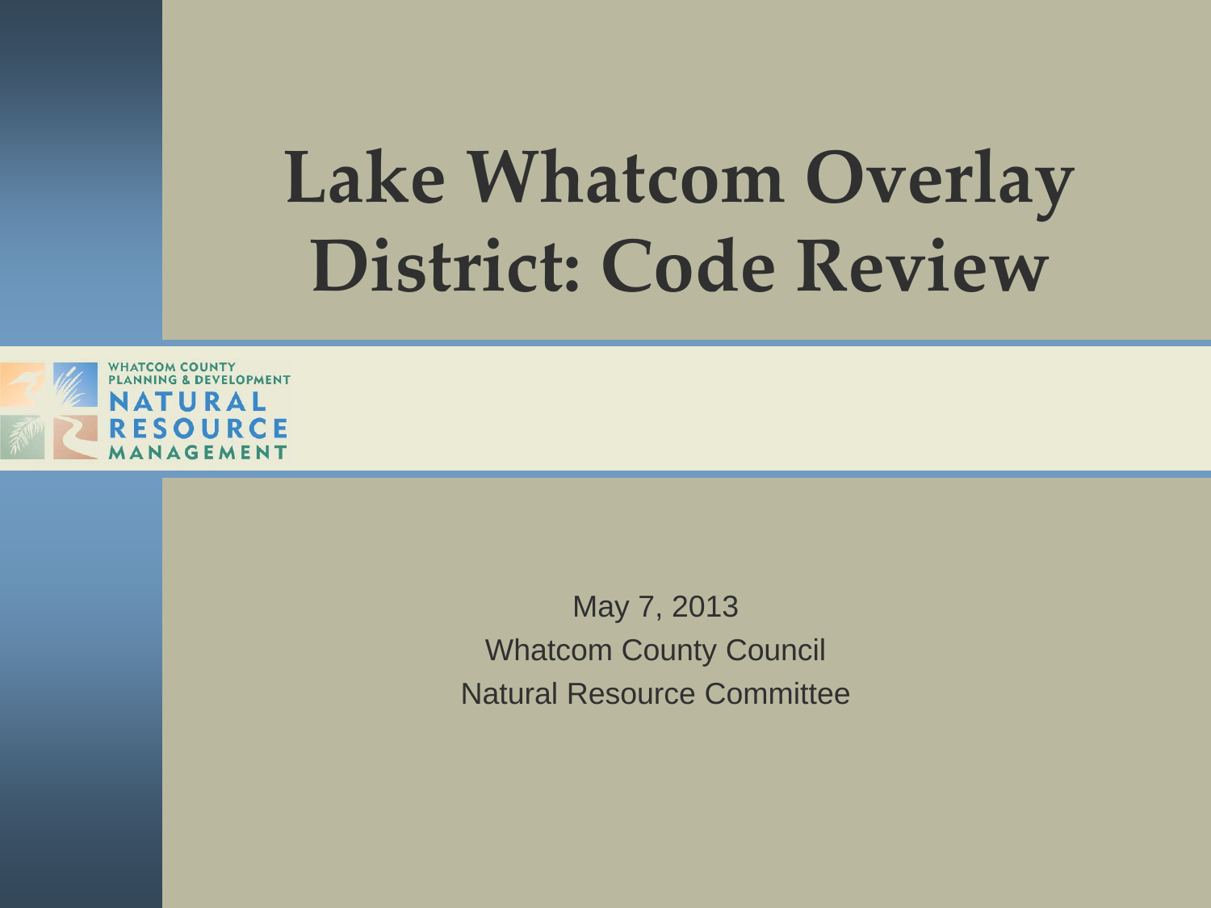# Lake Whatcom Overlay District: Code Review

WHATCOM COUNTY PLANNING & DEVELOPMENT
NATURAL RESOURCE MANAGEMENT

May 7, 2013
Whatcom County Council
Natural Resource Committee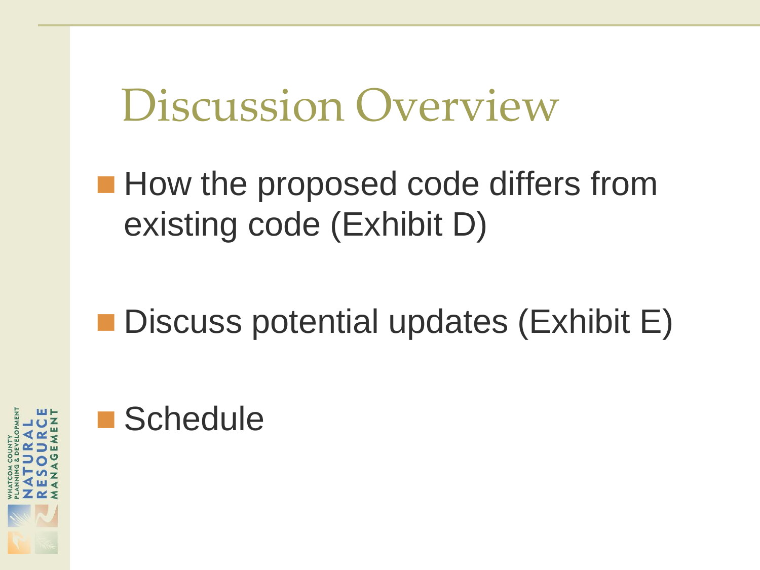# Discussion Overview

- How the proposed code differs from existing code (Exhibit D)
- Discuss potential updates (Exhibit E)
- Schedule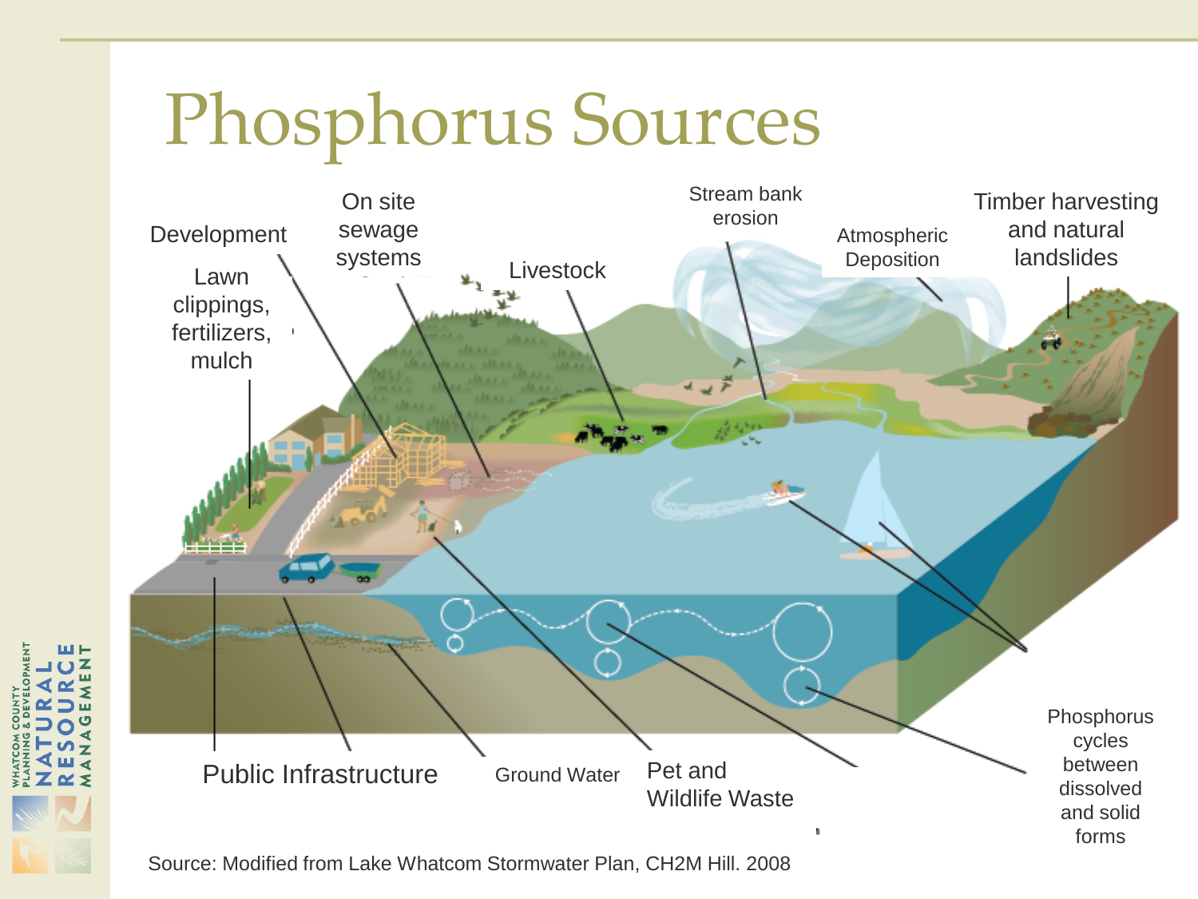# Phosphorus Sources

Development

Lawn clippings, fertilizers, mulch

On site sewage systems

Livestock

Stream bank erosion

Atmospheric Deposition

Timber harvesting and natural landslides

Public Infrastructure

Ground Water

Pet and Wildlife Waste

Phosphorus cycles between dissolved and solid forms

Source: Modified from Lake Whatcom Stormwater Plan, CH2M Hill. 2008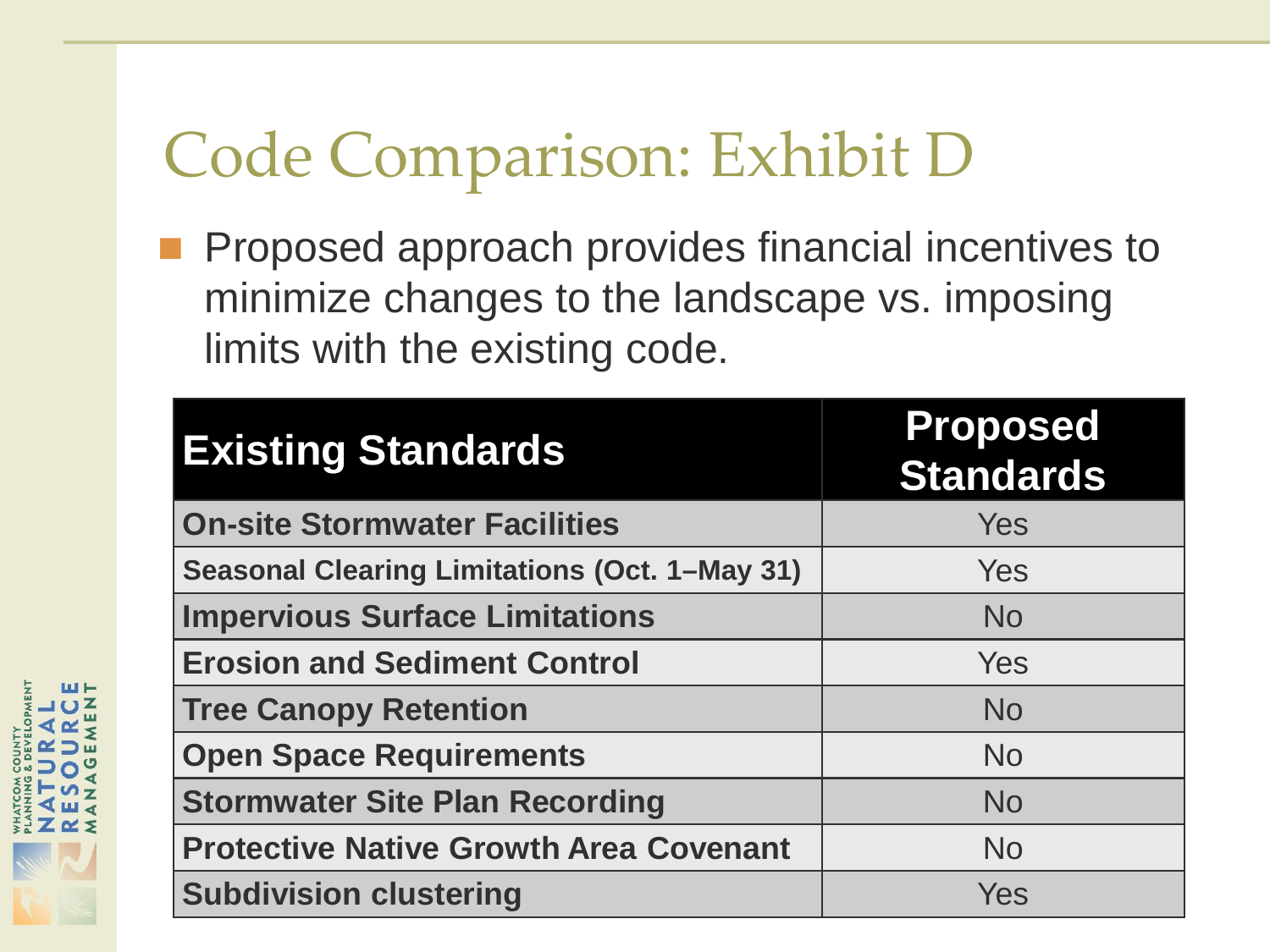# Code Comparison: Exhibit D

- Proposed approach provides financial incentives to minimize changes to the landscape vs. imposing limits with the existing code.

| Existing Standards | Proposed Standards |
|---|---|
| On-site Stormwater Facilities | Yes |
| Seasonal Clearing Limitations (Oct. 1–May 31) | Yes |
| Impervious Surface Limitations | No |
| Erosion and Sediment Control | Yes |
| Tree Canopy Retention | No |
| Open Space Requirements | No |
| Stormwater Site Plan Recording | No |
| Protective Native Growth Area Covenant | No |
| Subdivision clustering | Yes |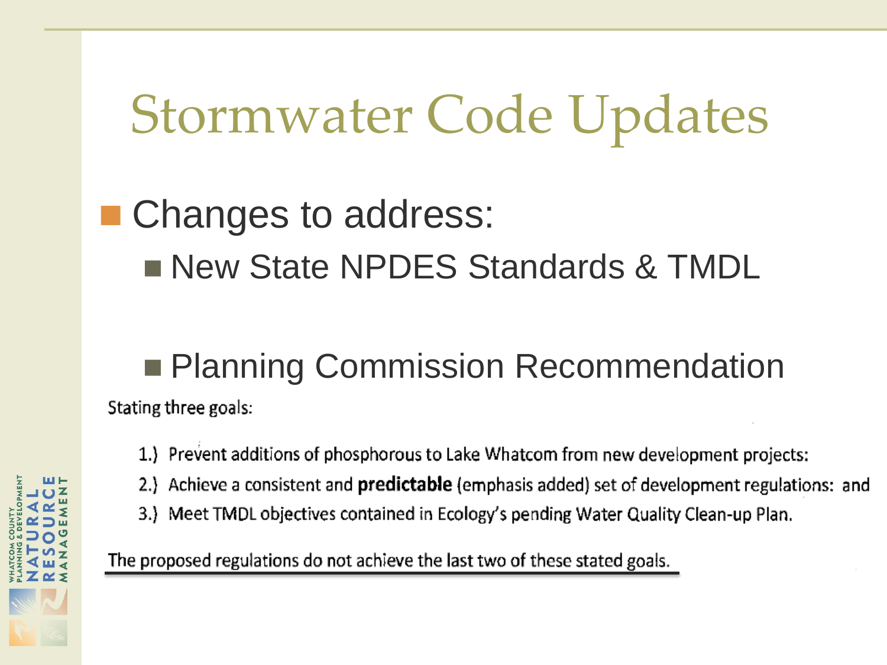# Stormwater Code Updates

- Changes to address:
  - New State NPDES Standards & TMDL
  - Planning Commission Recommendation

Stating three goals:

1.) Prevent additions of phosphorous to Lake Whatcom from new development projects:

2.) Achieve a consistent and **predictable** (emphasis added) set of development regulations: and

3.) Meet TMDL objectives contained in Ecology's pending Water Quality Clean-up Plan.

The proposed regulations do not achieve the last two of these stated goals.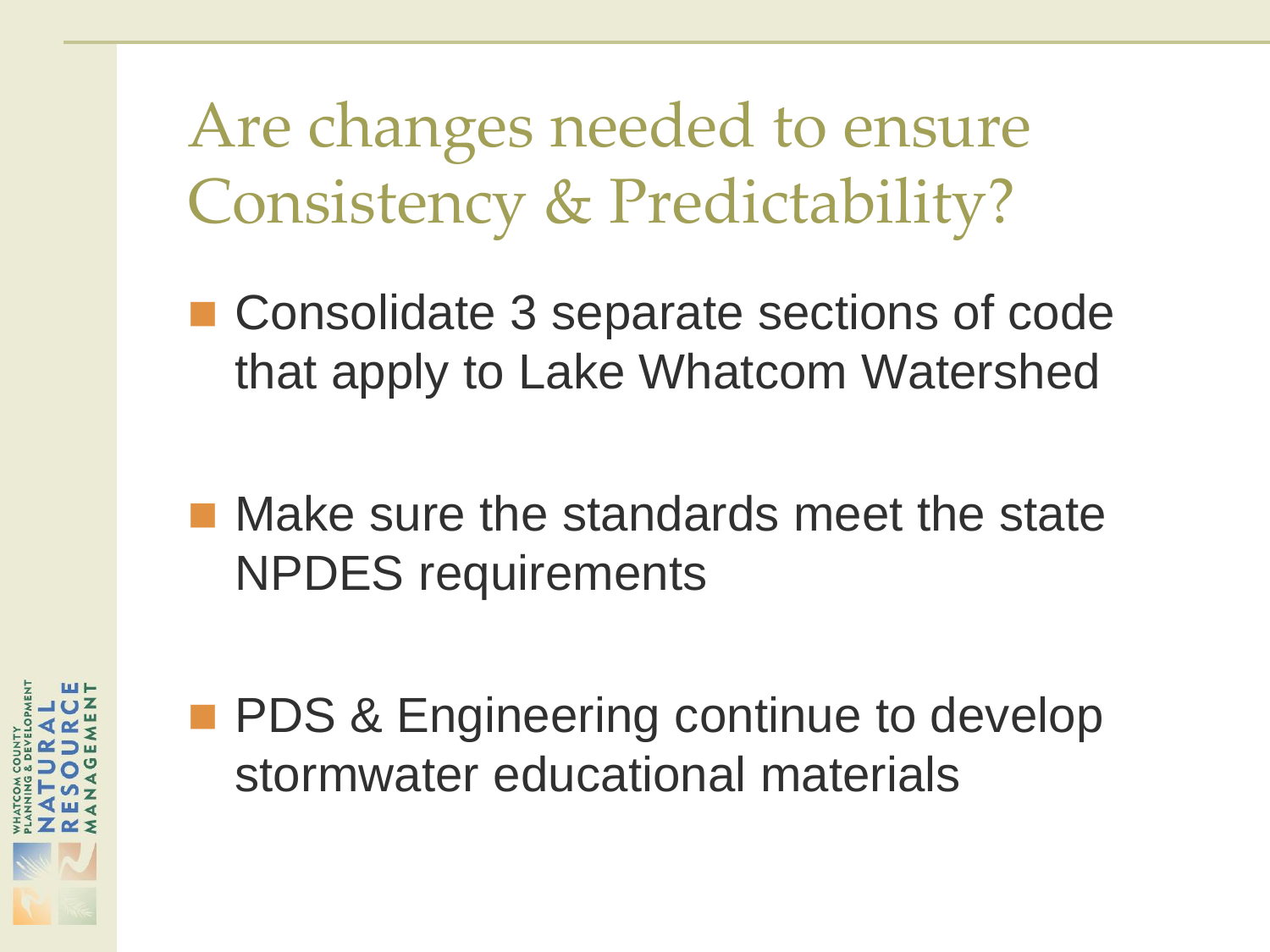# Are changes needed to ensure Consistency & Predictability?

- Consolidate 3 separate sections of code that apply to Lake Whatcom Watershed
- Make sure the standards meet the state NPDES requirements
- PDS & Engineering continue to develop stormwater educational materials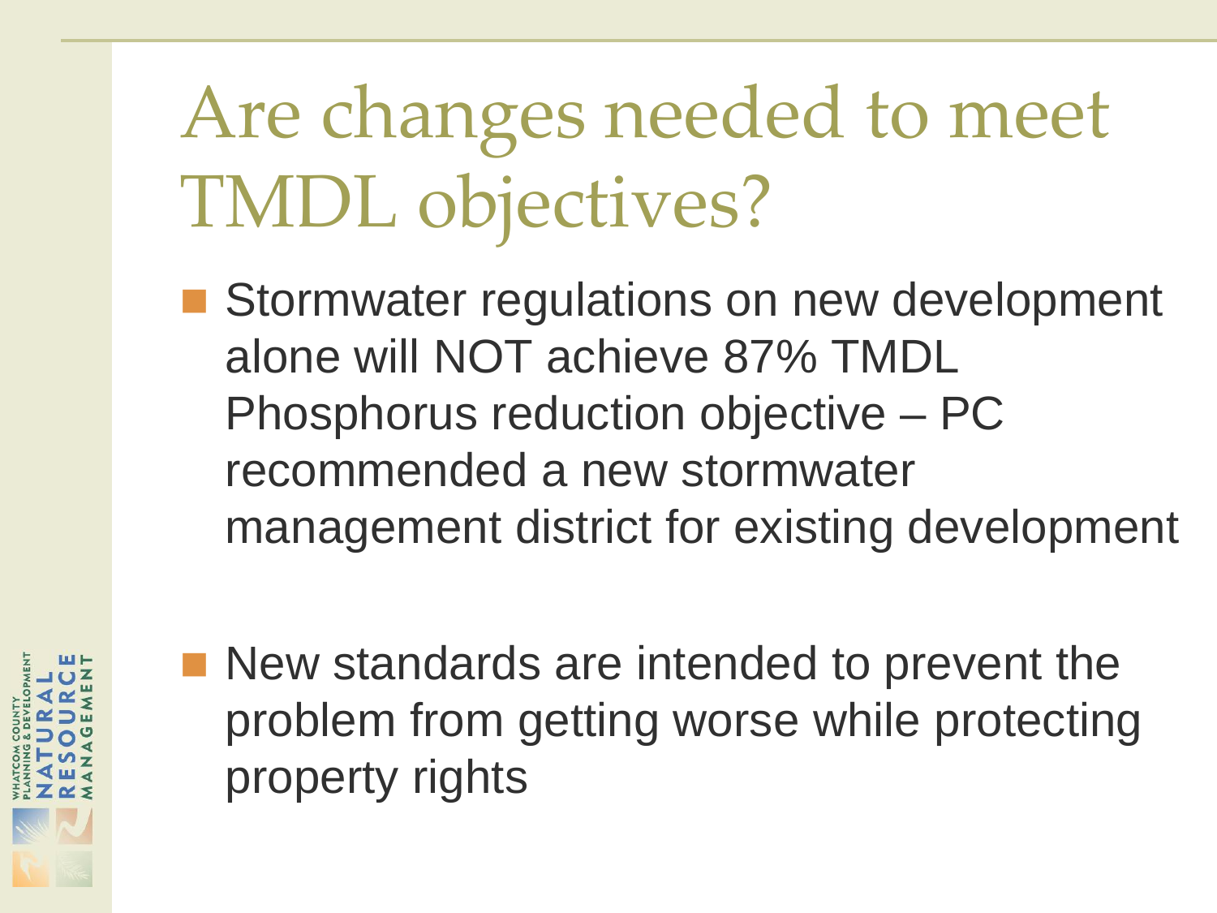# Are changes needed to meet TMDL objectives?

- Stormwater regulations on new development alone will NOT achieve 87% TMDL Phosphorus reduction objective – PC recommended a new stormwater management district for existing development

- New standards are intended to prevent the problem from getting worse while protecting property rights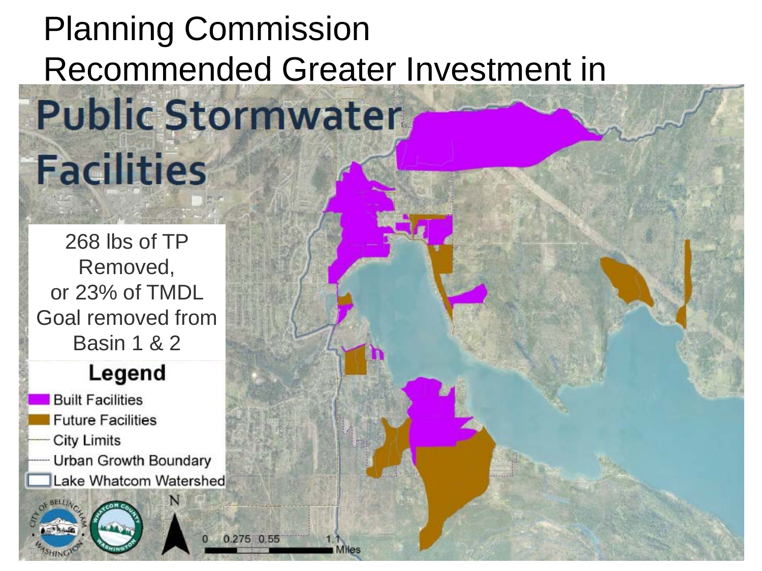# Planning Commission Recommended Greater Investment in

# Public Stormwater Facilities

268 lbs of TP Removed, or 23% of TMDL Goal removed from Basin 1 & 2

**Legend**

- Built Facilities
- Future Facilities
- City Limits
- Urban Growth Boundary
- Lake Whatcom Watershed

0 0.275 0.55 1.1 Miles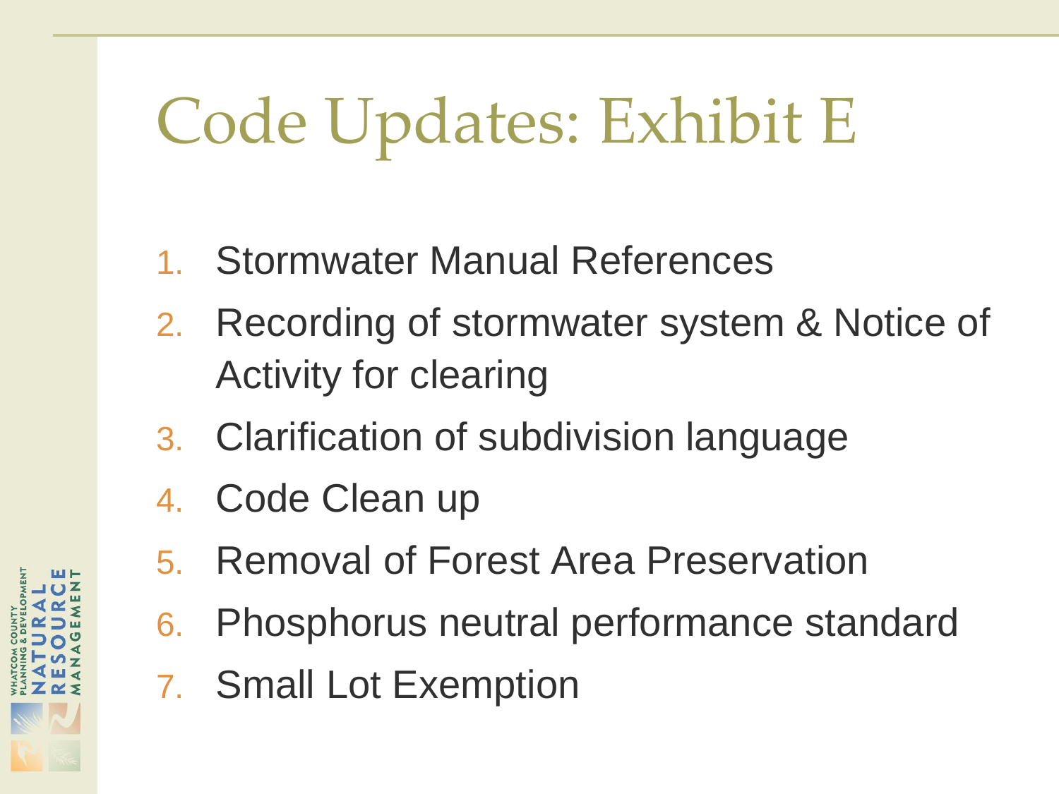# Code Updates: Exhibit E

1. Stormwater Manual References
2. Recording of stormwater system & Notice of Activity for clearing
3. Clarification of subdivision language
4. Code Clean up
5. Removal of Forest Area Preservation
6. Phosphorus neutral performance standard
7. Small Lot Exemption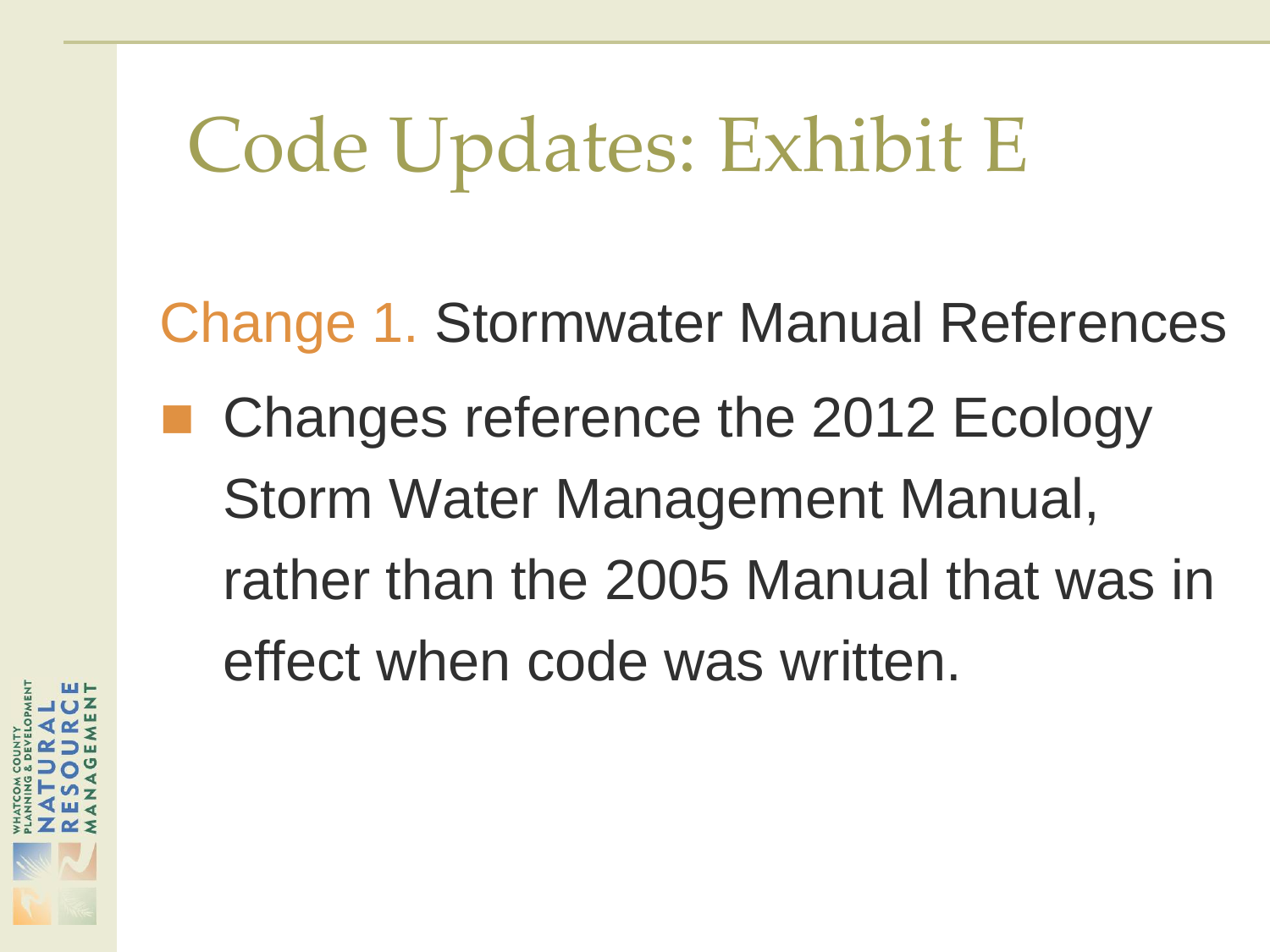# Code Updates: Exhibit E

Change 1. Stormwater Manual References

- Changes reference the 2012 Ecology Storm Water Management Manual, rather than the 2005 Manual that was in effect when code was written.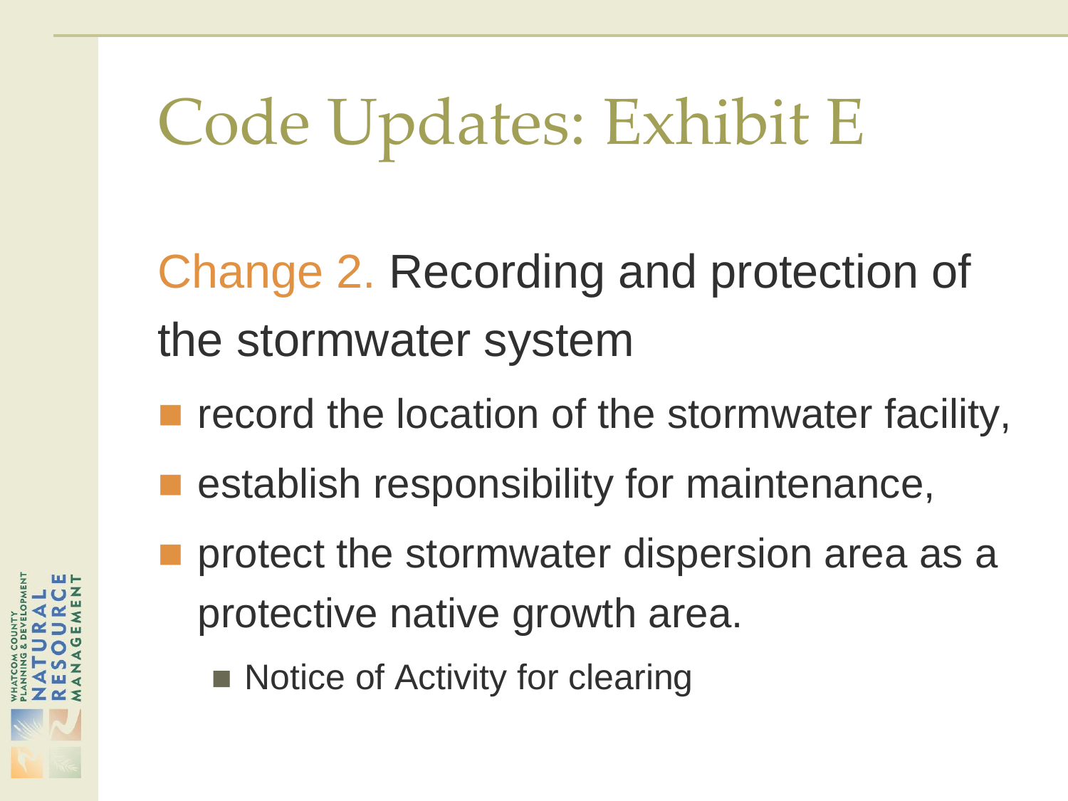# Code Updates: Exhibit E

Change 2. Recording and protection of the stormwater system

- record the location of the stormwater facility,
- establish responsibility for maintenance,
- protect the stormwater dispersion area as a protective native growth area.
  - Notice of Activity for clearing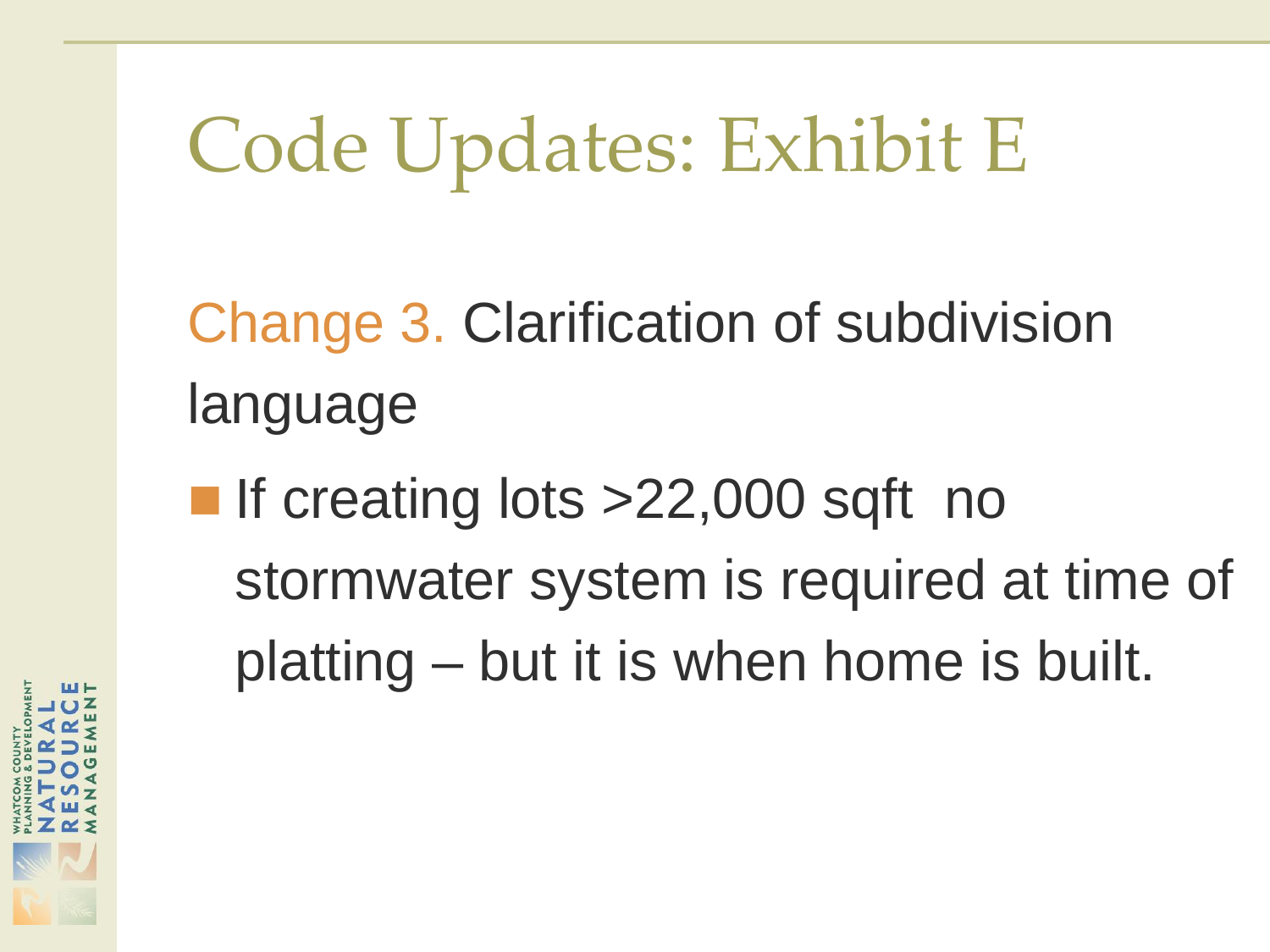# Code Updates: Exhibit E

Change 3. Clarification of subdivision language

- If creating lots >22,000 sqft  no stormwater system is required at time of platting – but it is when home is built.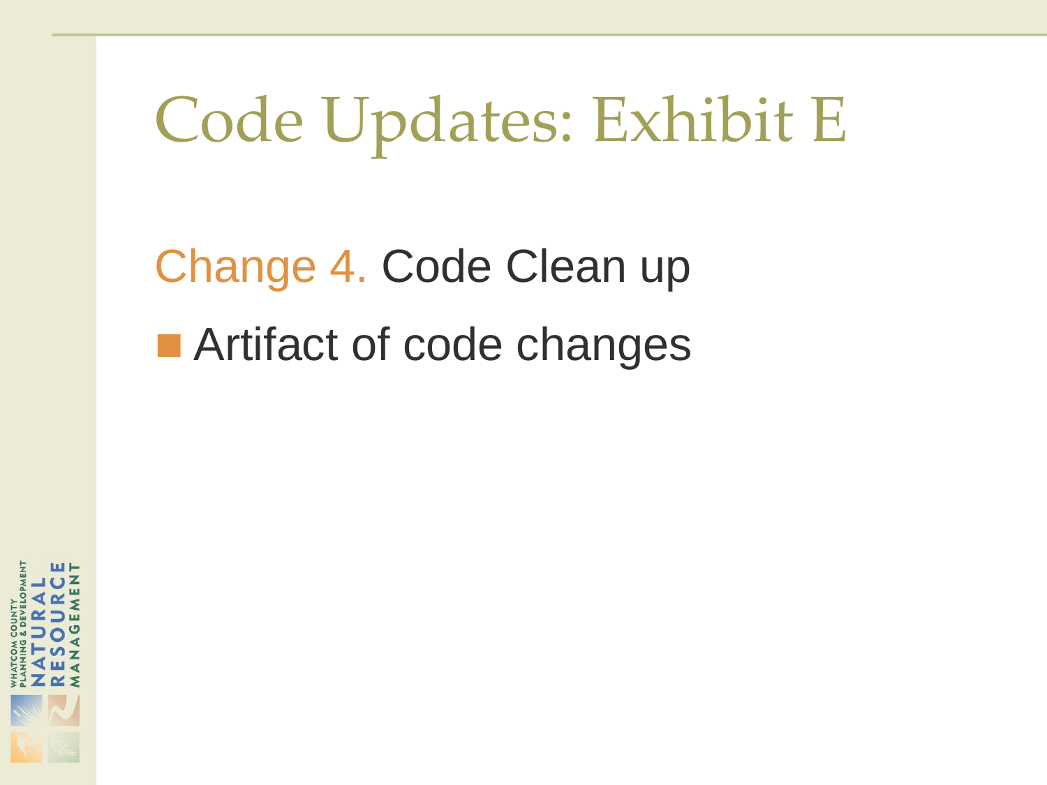# Code Updates: Exhibit E

Change 4. Code Clean up

- Artifact of code changes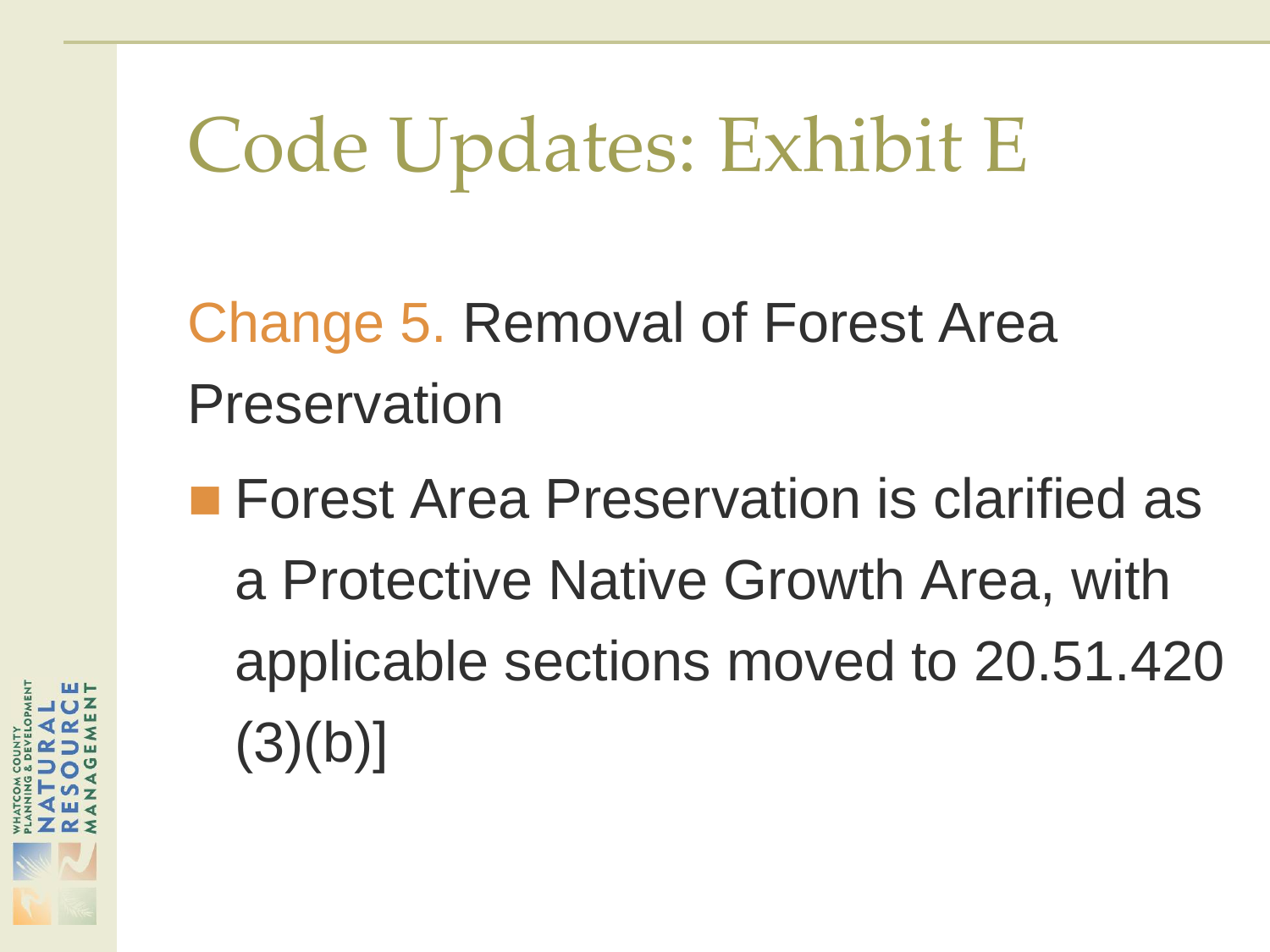# Code Updates: Exhibit E

## Change 5. Removal of Forest Area Preservation

- Forest Area Preservation is clarified as a Protective Native Growth Area, with applicable sections moved to 20.51.420 (3)(b)]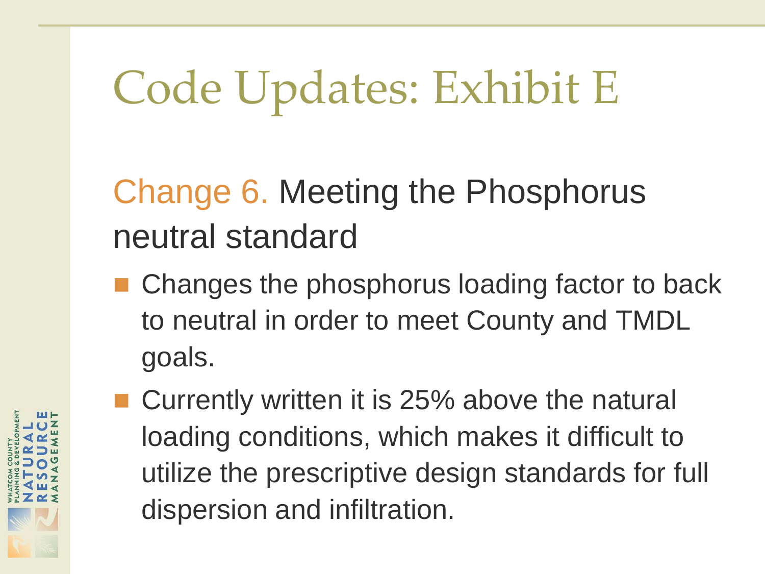# Code Updates: Exhibit E

## Change 6. Meeting the Phosphorus neutral standard

- Changes the phosphorus loading factor to back to neutral in order to meet County and TMDL goals.
- Currently written it is 25% above the natural loading conditions, which makes it difficult to utilize the prescriptive design standards for full dispersion and infiltration.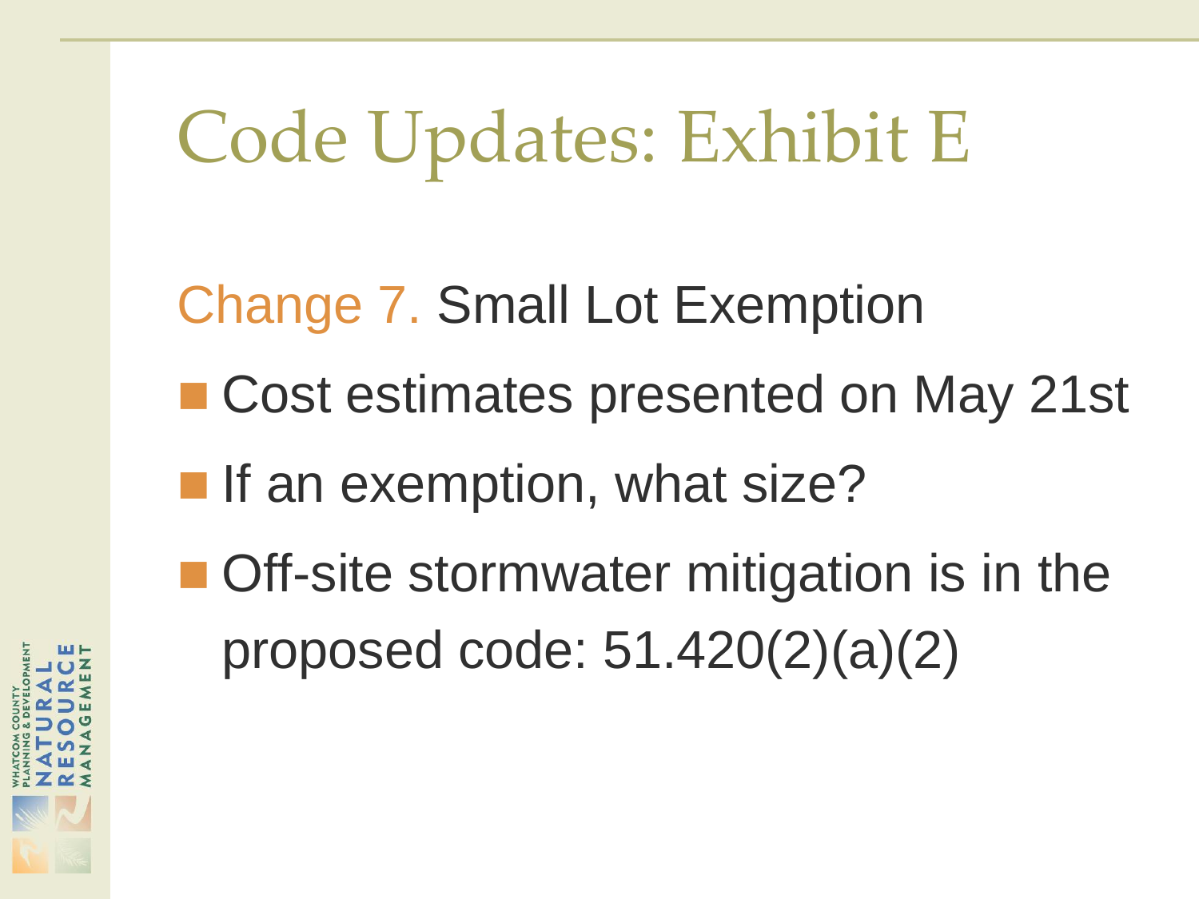# Code Updates: Exhibit E

Change 7. Small Lot Exemption

- Cost estimates presented on May 21st
- If an exemption, what size?
- Off-site stormwater mitigation is in the proposed code: 51.420(2)(a)(2)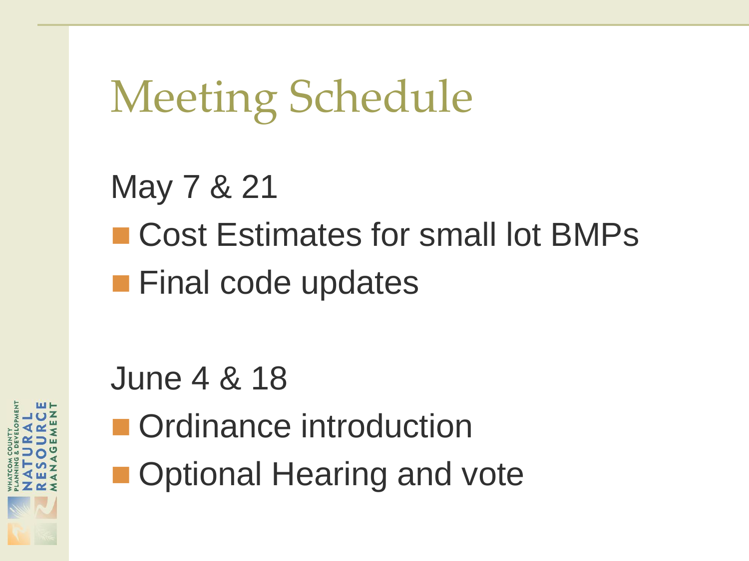# Meeting Schedule

May 7 & 21

- Cost Estimates for small lot BMPs
- Final code updates

June 4 & 18

- Ordinance introduction
- Optional Hearing and vote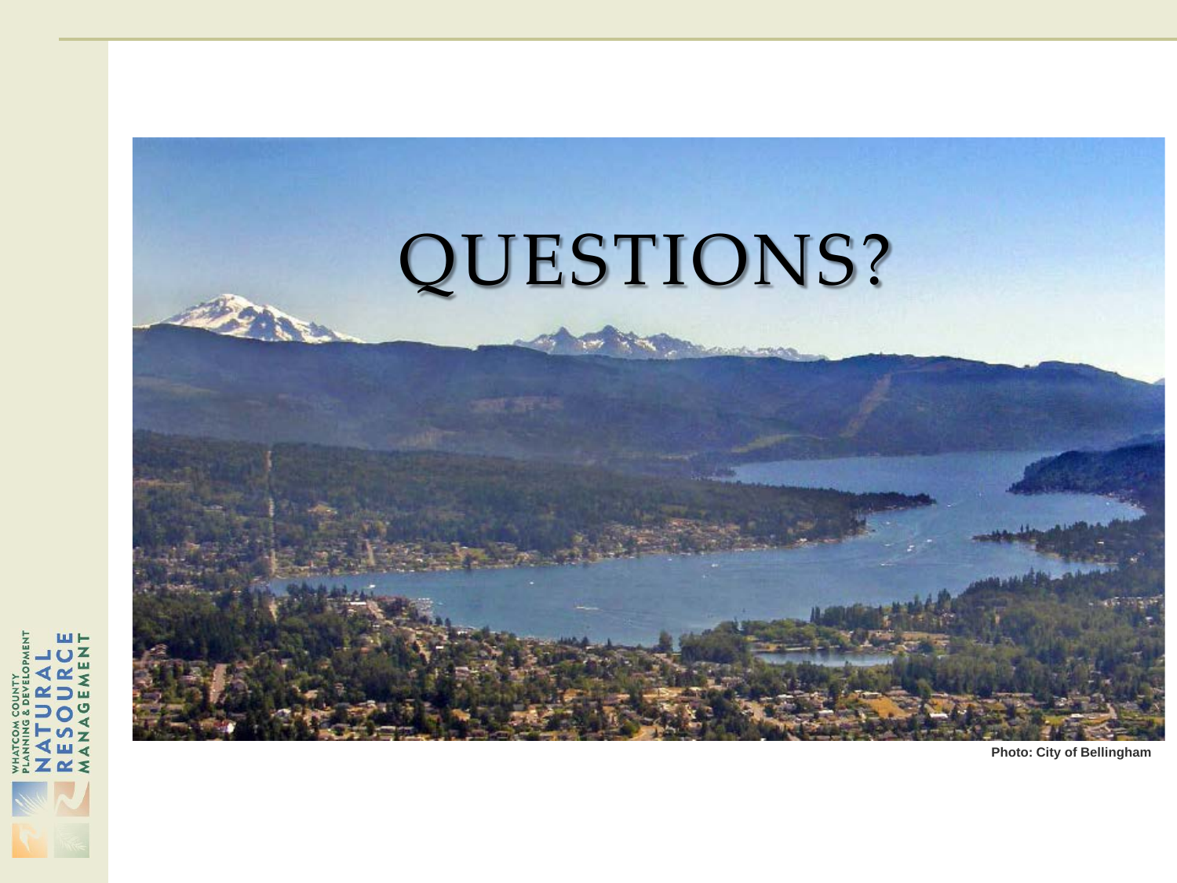# QUESTIONS?

Photo: City of Bellingham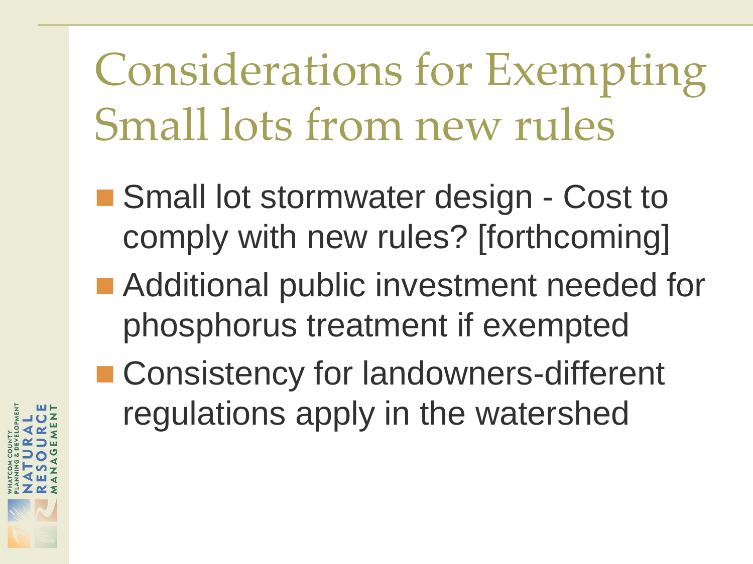# Considerations for Exempting Small lots from new rules

- Small lot stormwater design - Cost to comply with new rules? [forthcoming]
- Additional public investment needed for phosphorus treatment if exempted
- Consistency for landowners-different regulations apply in the watershed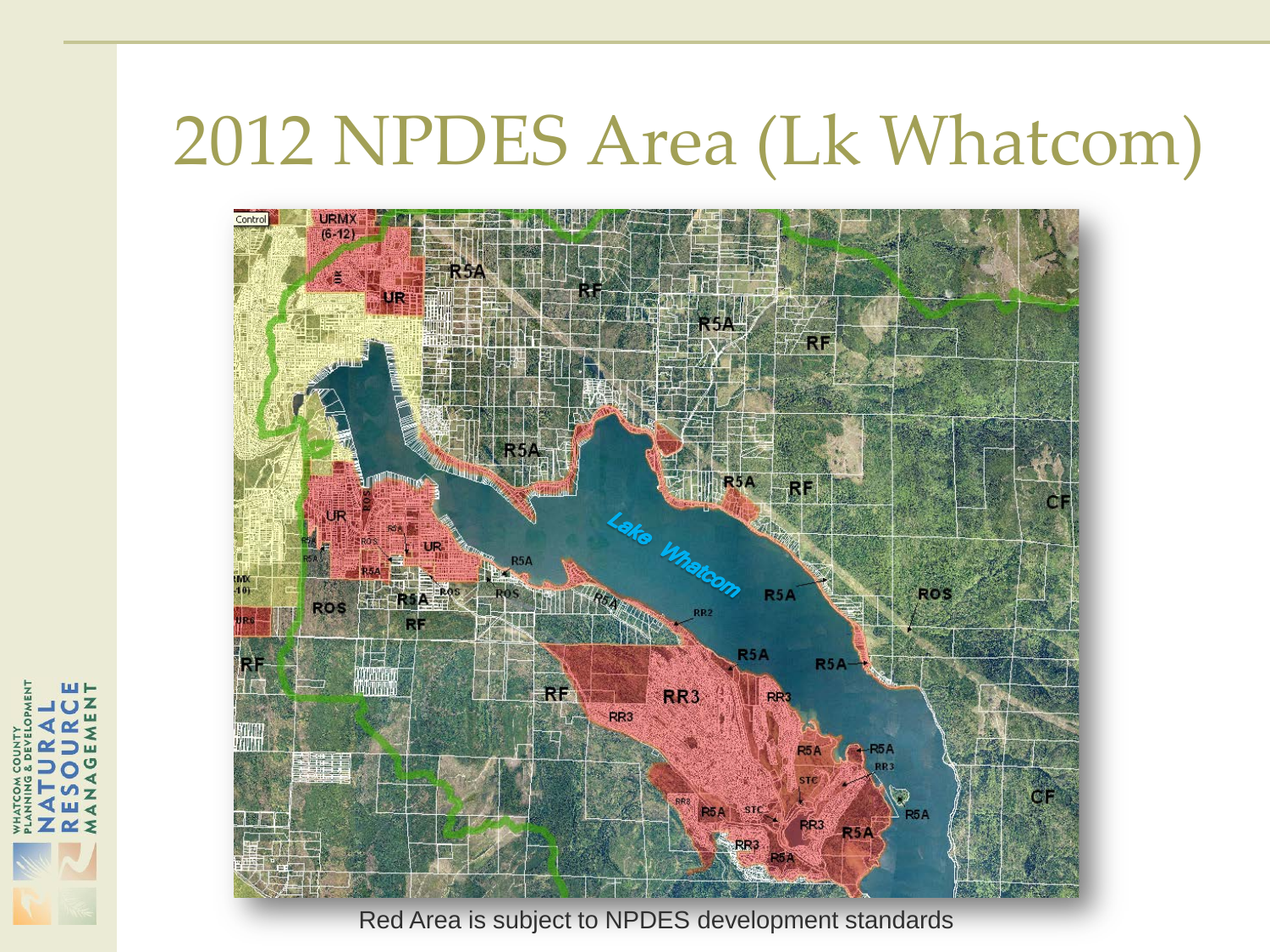# 2012 NPDES Area (Lk Whatcom)

Red Area is subject to NPDES development standards